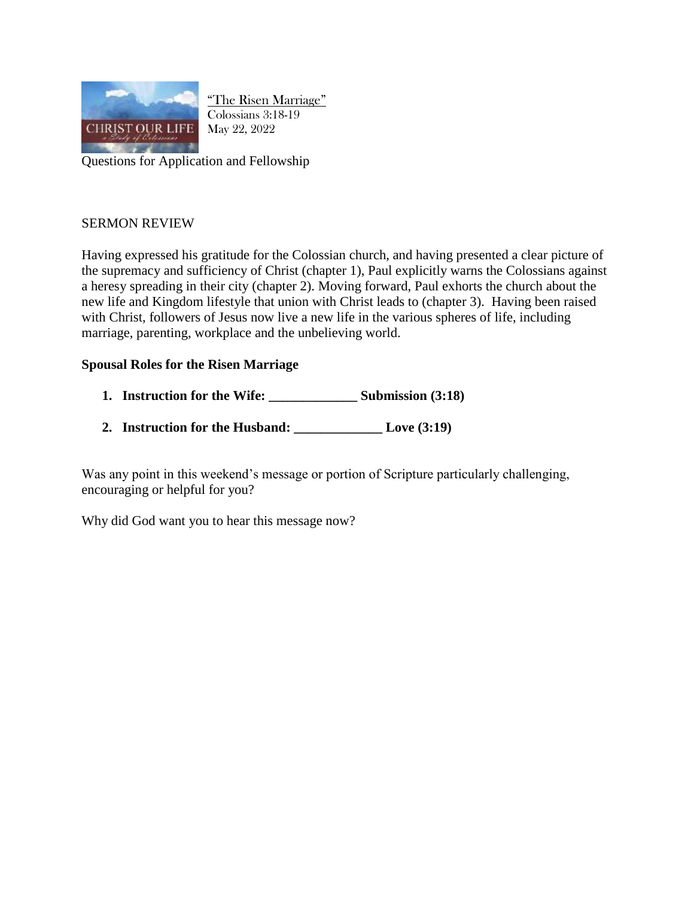"The Risen Marriage"
Colossians 3:18-19
May 22, 2022

Questions for Application and Fellowship

SERMON REVIEW

Having expressed his gratitude for the Colossian church, and having presented a clear picture of the supremacy and sufficiency of Christ (chapter 1), Paul explicitly warns the Colossians against a heresy spreading in their city (chapter 2). Moving forward, Paul exhorts the church about the new life and Kingdom lifestyle that union with Christ leads to (chapter 3). Having been raised with Christ, followers of Jesus now live a new life in the various spheres of life, including marriage, parenting, workplace and the unbelieving world.

**Spousal Roles for the Risen Marriage**

1. **Instruction for the Wife: _____________ Submission (3:18)**
2. **Instruction for the Husband: _____________ Love (3:19)**

Was any point in this weekend's message or portion of Scripture particularly challenging, encouraging or helpful for you?

Why did God want you to hear this message now?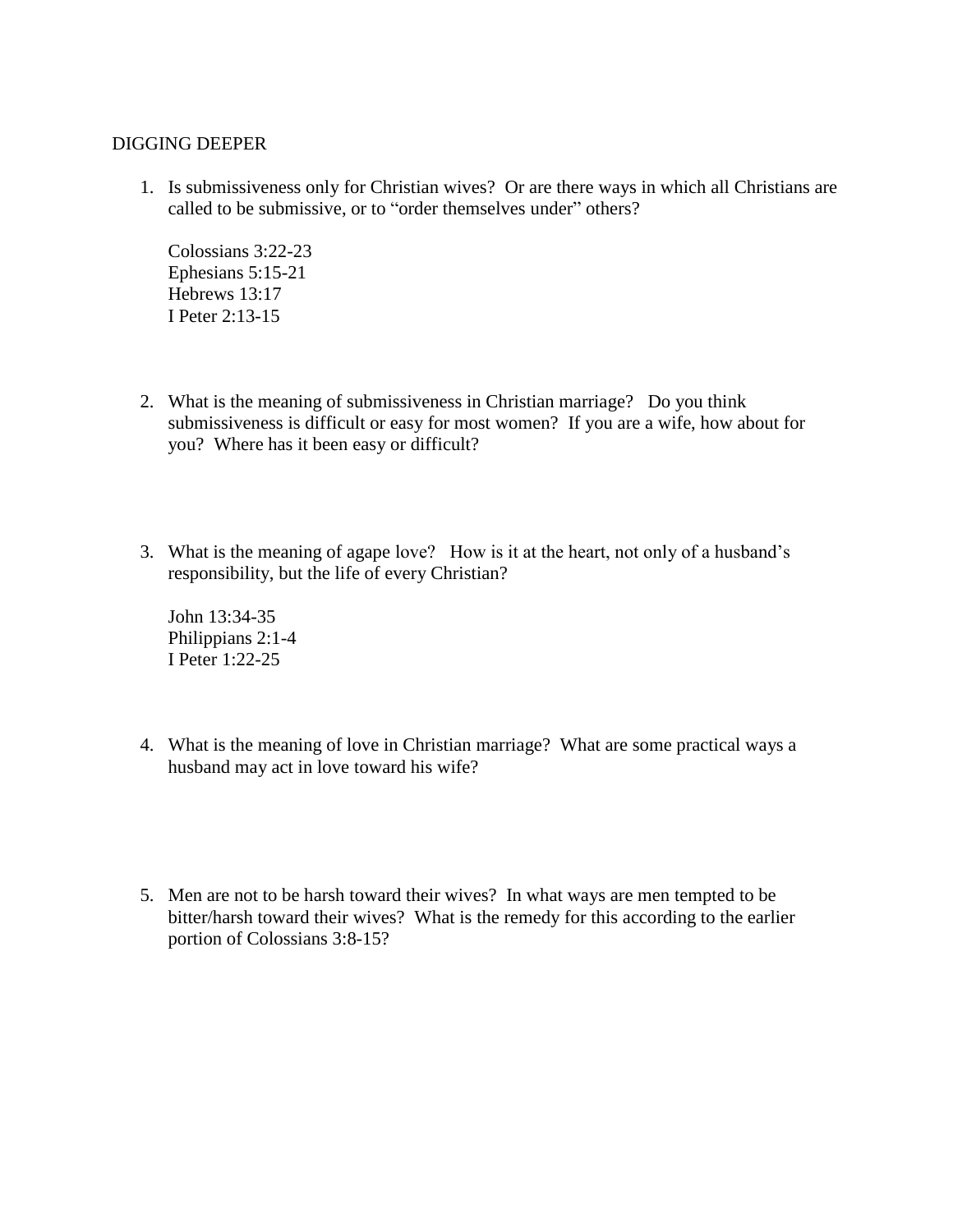## DIGGING DEEPER

1. Is submissiveness only for Christian wives? Or are there ways in which all Christians are called to be submissive, or to "order themselves under" others?

   Colossians 3:22-23
   Ephesians 5:15-21
   Hebrews 13:17
   I Peter 2:13-15

2. What is the meaning of submissiveness in Christian marriage? Do you think submissiveness is difficult or easy for most women? If you are a wife, how about for you? Where has it been easy or difficult?

3. What is the meaning of agape love? How is it at the heart, not only of a husband's responsibility, but the life of every Christian?

   John 13:34-35
   Philippians 2:1-4
   I Peter 1:22-25

4. What is the meaning of love in Christian marriage? What are some practical ways a husband may act in love toward his wife?

5. Men are not to be harsh toward their wives? In what ways are men tempted to be bitter/harsh toward their wives? What is the remedy for this according to the earlier portion of Colossians 3:8-15?